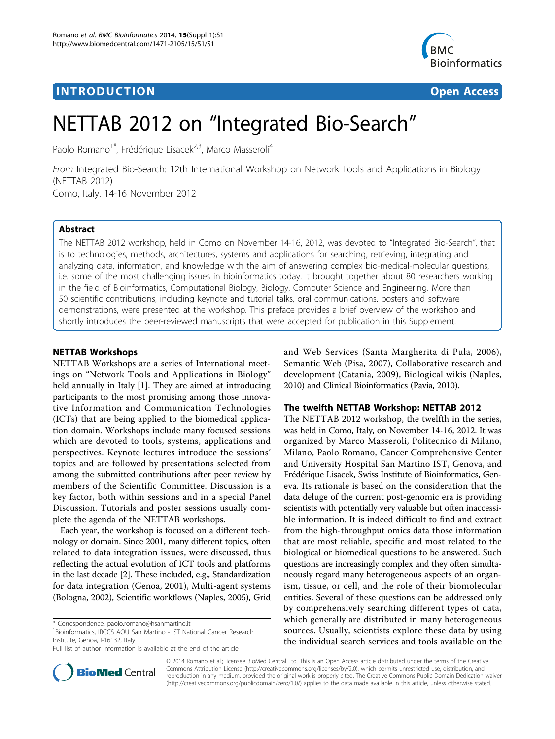INTRODUCTION Open Access

# NETTAB 2012 on "Integrated Bio-Search"

Paolo Romano[1*], Frédérique Lisacek[2,3], Marco Masseroli[4]

*From* Integrated Bio-Search: 12th International Workshop on Network Tools and Applications in Biology (NETTAB 2012)
Como, Italy. 14-16 November 2012

## Abstract

The NETTAB 2012 workshop, held in Como on November 14-16, 2012, was devoted to "Integrated Bio-Search", that is to technologies, methods, architectures, systems and applications for searching, retrieving, integrating and analyzing data, information, and knowledge with the aim of answering complex bio-medical-molecular questions, i.e. some of the most challenging issues in bioinformatics today. It brought together about 80 researchers working in the field of Bioinformatics, Computational Biology, Biology, Computer Science and Engineering. More than 50 scientific contributions, including keynote and tutorial talks, oral communications, posters and software demonstrations, were presented at the workshop. This preface provides a brief overview of the workshop and shortly introduces the peer-reviewed manuscripts that were accepted for publication in this Supplement.

## NETTAB Workshops

NETTAB Workshops are a series of International meetings on "Network Tools and Applications in Biology" held annually in Italy [1]. They are aimed at introducing participants to the most promising among those innovative Information and Communication Technologies (ICTs) that are being applied to the biomedical application domain. Workshops include many focused sessions which are devoted to tools, systems, applications and perspectives. Keynote lectures introduce the sessions' topics and are followed by presentations selected from among the submitted contributions after peer review by members of the Scientific Committee. Discussion is a key factor, both within sessions and in a special Panel Discussion. Tutorials and poster sessions usually complete the agenda of the NETTAB workshops.

Each year, the workshop is focused on a different technology or domain. Since 2001, many different topics, often related to data integration issues, were discussed, thus reflecting the actual evolution of ICT tools and platforms in the last decade [2]. These included, e.g., Standardization for data integration (Genoa, 2001), Multi-agent systems (Bologna, 2002), Scientific workflows (Naples, 2005), Grid and Web Services (Santa Margherita di Pula, 2006), Semantic Web (Pisa, 2007), Collaborative research and development (Catania, 2009), Biological wikis (Naples, 2010) and Clinical Bioinformatics (Pavia, 2010).

## The twelfth NETTAB Workshop: NETTAB 2012

The NETTAB 2012 workshop, the twelfth in the series, was held in Como, Italy, on November 14-16, 2012. It was organized by Marco Masseroli, Politecnico di Milano, Milano, Paolo Romano, Cancer Comprehensive Center and University Hospital San Martino IST, Genova, and Frédérique Lisacek, Swiss Institute of Bioinformatics, Geneva. Its rationale is based on the consideration that the data deluge of the current post-genomic era is providing scientists with potentially very valuable but often inaccessible information. It is indeed difficult to find and extract from the high-throughput omics data those information that are most reliable, specific and most related to the biological or biomedical questions to be answered. Such questions are increasingly complex and they often simultaneously regard many heterogeneous aspects of an organism, tissue, or cell, and the role of their biomolecular entities. Several of these questions can be addressed only by comprehensively searching different types of data, which generally are distributed in many heterogeneous sources. Usually, scientists explore these data by using the individual search services and tools available on the

\* Correspondence: paolo.romano@hsanmartino.it
[1]Bioinformatics, IRCCS AOU San Martino - IST National Cancer Research Institute, Genoa, I-16132, Italy
Full list of author information is available at the end of the article

© 2014 Romano et al.; licensee BioMed Central Ltd. This is an Open Access article distributed under the terms of the Creative Commons Attribution License (http://creativecommons.org/licenses/by/2.0), which permits unrestricted use, distribution, and reproduction in any medium, provided the original work is properly cited. The Creative Commons Public Domain Dedication waiver (http://creativecommons.org/publicdomain/zero/1.0/) applies to the data made available in this article, unless otherwise stated.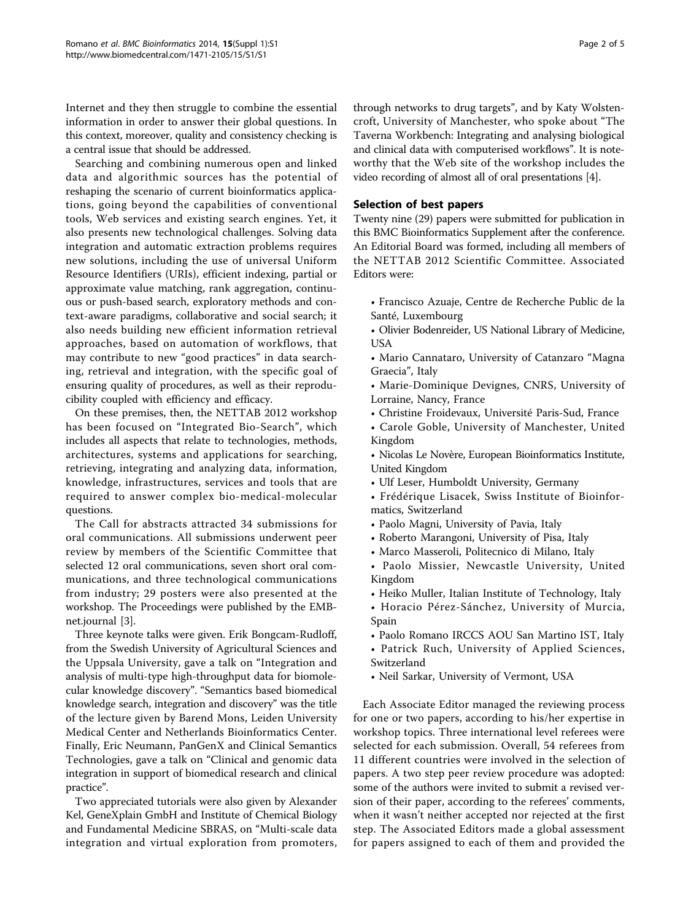Internet and they then struggle to combine the essential information in order to answer their global questions. In this context, moreover, quality and consistency checking is a central issue that should be addressed.

Searching and combining numerous open and linked data and algorithmic sources has the potential of reshaping the scenario of current bioinformatics applications, going beyond the capabilities of conventional tools, Web services and existing search engines. Yet, it also presents new technological challenges. Solving data integration and automatic extraction problems requires new solutions, including the use of universal Uniform Resource Identifiers (URIs), efficient indexing, partial or approximate value matching, rank aggregation, continuous or push-based search, exploratory methods and context-aware paradigms, collaborative and social search; it also needs building new efficient information retrieval approaches, based on automation of workflows, that may contribute to new "good practices" in data searching, retrieval and integration, with the specific goal of ensuring quality of procedures, as well as their reproducibility coupled with efficiency and efficacy.

On these premises, then, the NETTAB 2012 workshop has been focused on "Integrated Bio-Search", which includes all aspects that relate to technologies, methods, architectures, systems and applications for searching, retrieving, integrating and analyzing data, information, knowledge, infrastructures, services and tools that are required to answer complex bio-medical-molecular questions.

The Call for abstracts attracted 34 submissions for oral communications. All submissions underwent peer review by members of the Scientific Committee that selected 12 oral communications, seven short oral communications, and three technological communications from industry; 29 posters were also presented at the workshop. The Proceedings were published by the EMBnet.journal [3].

Three keynote talks were given. Erik Bongcam-Rudloff, from the Swedish University of Agricultural Sciences and the Uppsala University, gave a talk on "Integration and analysis of multi-type high-throughput data for biomolecular knowledge discovery". "Semantics based biomedical knowledge search, integration and discovery" was the title of the lecture given by Barend Mons, Leiden University Medical Center and Netherlands Bioinformatics Center. Finally, Eric Neumann, PanGenX and Clinical Semantics Technologies, gave a talk on "Clinical and genomic data integration in support of biomedical research and clinical practice".

Two appreciated tutorials were also given by Alexander Kel, GeneXplain GmbH and Institute of Chemical Biology and Fundamental Medicine SBRAS, on "Multi-scale data integration and virtual exploration from promoters, through networks to drug targets", and by Katy Wolstencroft, University of Manchester, who spoke about "The Taverna Workbench: Integrating and analysing biological and clinical data with computerised workflows". It is noteworthy that the Web site of the workshop includes the video recording of almost all of oral presentations [4].

## Selection of best papers

Twenty nine (29) papers were submitted for publication in this BMC Bioinformatics Supplement after the conference. An Editorial Board was formed, including all members of the NETTAB 2012 Scientific Committee. Associated Editors were:

- Francisco Azuaje, Centre de Recherche Public de la Santé, Luxembourg
- Olivier Bodenreider, US National Library of Medicine, USA
- Mario Cannataro, University of Catanzaro "Magna Graecia", Italy
- Marie-Dominique Devignes, CNRS, University of Lorraine, Nancy, France
- Christine Froidevaux, Université Paris-Sud, France
- Carole Goble, University of Manchester, United Kingdom
- Nicolas Le Novère, European Bioinformatics Institute, United Kingdom
- Ulf Leser, Humboldt University, Germany
- Frédérique Lisacek, Swiss Institute of Bioinformatics, Switzerland
- Paolo Magni, University of Pavia, Italy
- Roberto Marangoni, University of Pisa, Italy
- Marco Masseroli, Politecnico di Milano, Italy
- Paolo Missier, Newcastle University, United Kingdom
- Heiko Muller, Italian Institute of Technology, Italy
- Horacio Pérez-Sánchez, University of Murcia, Spain
- Paolo Romano IRCCS AOU San Martino IST, Italy
- Patrick Ruch, University of Applied Sciences, Switzerland
- Neil Sarkar, University of Vermont, USA

Each Associate Editor managed the reviewing process for one or two papers, according to his/her expertise in workshop topics. Three international level referees were selected for each submission. Overall, 54 referees from 11 different countries were involved in the selection of papers. A two step peer review procedure was adopted: some of the authors were invited to submit a revised version of their paper, according to the referees' comments, when it wasn't neither accepted nor rejected at the first step. The Associated Editors made a global assessment for papers assigned to each of them and provided the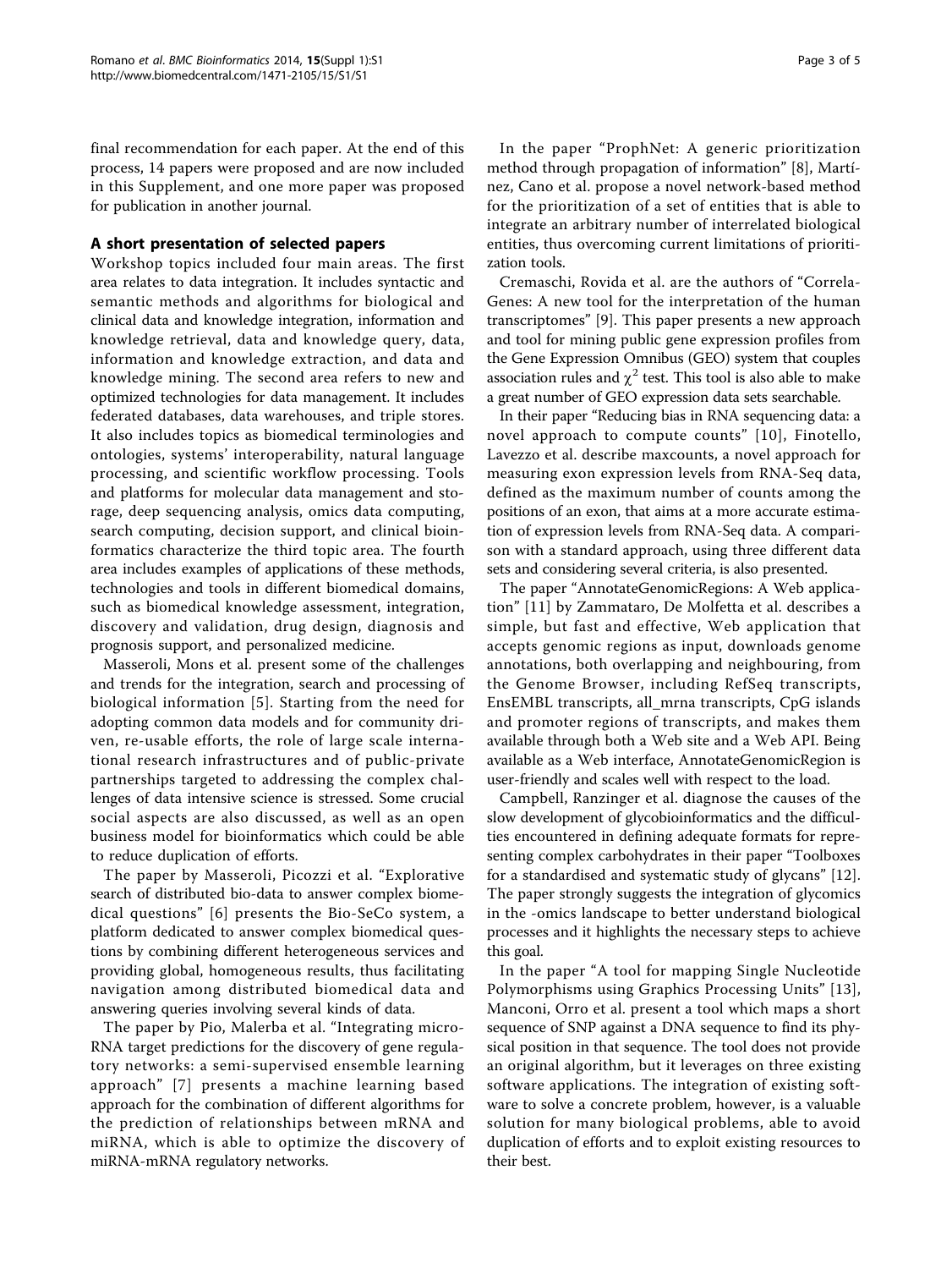final recommendation for each paper. At the end of this process, 14 papers were proposed and are now included in this Supplement, and one more paper was proposed for publication in another journal.

## A short presentation of selected papers

Workshop topics included four main areas. The first area relates to data integration. It includes syntactic and semantic methods and algorithms for biological and clinical data and knowledge integration, information and knowledge retrieval, data and knowledge query, data, information and knowledge extraction, and data and knowledge mining. The second area refers to new and optimized technologies for data management. It includes federated databases, data warehouses, and triple stores. It also includes topics as biomedical terminologies and ontologies, systems' interoperability, natural language processing, and scientific workflow processing. Tools and platforms for molecular data management and storage, deep sequencing analysis, omics data computing, search computing, decision support, and clinical bioinformatics characterize the third topic area. The fourth area includes examples of applications of these methods, technologies and tools in different biomedical domains, such as biomedical knowledge assessment, integration, discovery and validation, drug design, diagnosis and prognosis support, and personalized medicine.

Masseroli, Mons et al. present some of the challenges and trends for the integration, search and processing of biological information [5]. Starting from the need for adopting common data models and for community driven, re-usable efforts, the role of large scale international research infrastructures and of public-private partnerships targeted to addressing the complex challenges of data intensive science is stressed. Some crucial social aspects are also discussed, as well as an open business model for bioinformatics which could be able to reduce duplication of efforts.

The paper by Masseroli, Picozzi et al. "Explorative search of distributed bio-data to answer complex biomedical questions" [6] presents the Bio-SeCo system, a platform dedicated to answer complex biomedical questions by combining different heterogeneous services and providing global, homogeneous results, thus facilitating navigation among distributed biomedical data and answering queries involving several kinds of data.

The paper by Pio, Malerba et al. "Integrating micro-RNA target predictions for the discovery of gene regulatory networks: a semi-supervised ensemble learning approach" [7] presents a machine learning based approach for the combination of different algorithms for the prediction of relationships between mRNA and miRNA, which is able to optimize the discovery of miRNA-mRNA regulatory networks.

In the paper "ProphNet: A generic prioritization method through propagation of information" [8], Martínez, Cano et al. propose a novel network-based method for the prioritization of a set of entities that is able to integrate an arbitrary number of interrelated biological entities, thus overcoming current limitations of prioritization tools.

Cremaschi, Rovida et al. are the authors of "CorrelaGenes: A new tool for the interpretation of the human transcriptomes" [9]. This paper presents a new approach and tool for mining public gene expression profiles from the Gene Expression Omnibus (GEO) system that couples association rules and $\chi^2$ test. This tool is also able to make a great number of GEO expression data sets searchable.

In their paper "Reducing bias in RNA sequencing data: a novel approach to compute counts" [10], Finotello, Lavezzo et al. describe maxcounts, a novel approach for measuring exon expression levels from RNA-Seq data, defined as the maximum number of counts among the positions of an exon, that aims at a more accurate estimation of expression levels from RNA-Seq data. A comparison with a standard approach, using three different data sets and considering several criteria, is also presented.

The paper "AnnotateGenomicRegions: A Web application" [11] by Zammataro, De Molfetta et al. describes a simple, but fast and effective, Web application that accepts genomic regions as input, downloads genome annotations, both overlapping and neighbouring, from the Genome Browser, including RefSeq transcripts, EnsEMBL transcripts, all_mrna transcripts, CpG islands and promoter regions of transcripts, and makes them available through both a Web site and a Web API. Being available as a Web interface, AnnotateGenomicRegion is user-friendly and scales well with respect to the load.

Campbell, Ranzinger et al. diagnose the causes of the slow development of glycobioinformatics and the difficulties encountered in defining adequate formats for representing complex carbohydrates in their paper "Toolboxes for a standardised and systematic study of glycans" [12]. The paper strongly suggests the integration of glycomics in the -omics landscape to better understand biological processes and it highlights the necessary steps to achieve this goal.

In the paper "A tool for mapping Single Nucleotide Polymorphisms using Graphics Processing Units" [13], Manconi, Orro et al. present a tool which maps a short sequence of SNP against a DNA sequence to find its physical position in that sequence. The tool does not provide an original algorithm, but it leverages on three existing software applications. The integration of existing software to solve a concrete problem, however, is a valuable solution for many biological problems, able to avoid duplication of efforts and to exploit existing resources to their best.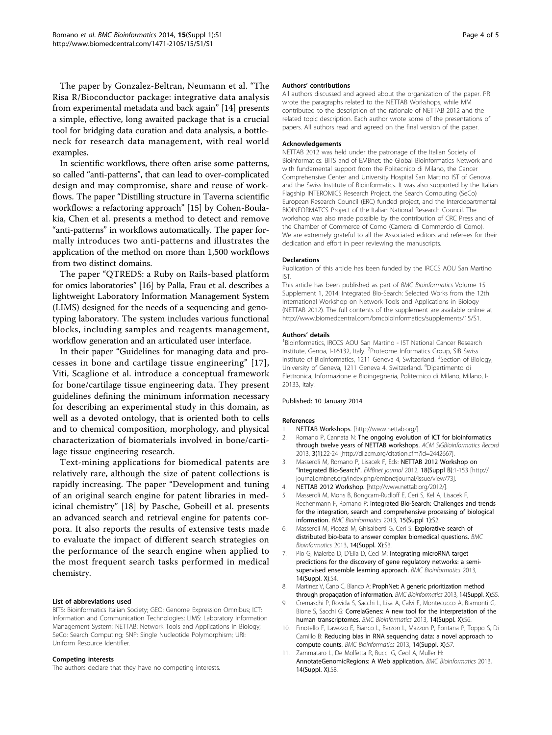The paper by Gonzalez-Beltran, Neumann et al. "The Risa R/Bioconductor package: integrative data analysis from experimental metadata and back again" [14] presents a simple, effective, long awaited package that is a crucial tool for bridging data curation and data analysis, a bottleneck for research data management, with real world examples.

In scientific workflows, there often arise some patterns, so called "anti-patterns", that can lead to over-complicated design and may compromise, share and reuse of workflows. The paper "Distilling structure in Taverna scientific workflows: a refactoring approach" [15] by Cohen-Boulakia, Chen et al. presents a method to detect and remove "anti-patterns" in workflows automatically. The paper formally introduces two anti-patterns and illustrates the application of the method on more than 1,500 workflows from two distinct domains.

The paper "QTREDS: a Ruby on Rails-based platform for omics laboratories" [16] by Palla, Frau et al. describes a lightweight Laboratory Information Management System (LIMS) designed for the needs of a sequencing and genotyping laboratory. The system includes various functional blocks, including samples and reagents management, workflow generation and an articulated user interface.

In their paper "Guidelines for managing data and processes in bone and cartilage tissue engineering" [17], Viti, Scaglione et al. introduce a conceptual framework for bone/cartilage tissue engineering data. They present guidelines defining the minimum information necessary for describing an experimental study in this domain, as well as a devoted ontology, that is oriented both to cells and to chemical composition, morphology, and physical characterization of biomaterials involved in bone/cartilage tissue engineering research.

Text-mining applications for biomedical patents are relatively rare, although the size of patent collections is rapidly increasing. The paper "Development and tuning of an original search engine for patent libraries in medicinal chemistry" [18] by Pasche, Gobeill et al. presents an advanced search and retrieval engine for patents corpora. It also reports the results of extensive tests made to evaluate the impact of different search strategies on the performance of the search engine when applied to the most frequent search tasks performed in medical chemistry.

#### List of abbreviations used

BITS: Bioinformatics Italian Society; GEO: Genome Expression Omnibus; ICT: Information and Communication Technologies; LIMS: Laboratory Information Management System; NETTAB: Network Tools and Applications in Biology; SeCo: Search Computing; SNP: Single Nucleotide Polymorphism; URI: Uniform Resource Identifier.

#### Competing interests

The authors declare that they have no competing interests.

#### Authors' contributions

All authors discussed and agreed about the organization of the paper. PR wrote the paragraphs related to the NETTAB Workshops, while MM contributed to the description of the rationale of NETTAB 2012 and the related topic description. Each author wrote some of the presentations of papers. All authors read and agreed on the final version of the paper.

#### Acknowledgements

NETTAB 2012 was held under the patronage of the Italian Society of Bioinformatics: BITS and of EMBnet: the Global Bioinformatics Network and with fundamental support from the Politecnico di Milano, the Cancer Comprehensive Center and University Hospital San Martino IST of Genova, and the Swiss Institute of Bioinformatics. It was also supported by the Italian Flagship INTEROMICS Research Project, the Search Computing (SeCo) European Research Council (ERC) funded project, and the Interdepartmental BIOINFORMATCS Project of the Italian National Research Council. The workshop was also made possible by the contribution of CRC Press and of the Chamber of Commerce of Como (Camera di Commercio di Como). We are extremely grateful to all the Associated editors and referees for their dedication and effort in peer reviewing the manuscripts.

#### Declarations

Publication of this article has been funded by the IRCCS AOU San Martino IST.

This article has been published as part of *BMC Bioinformatics* Volume 15 Supplement 1, 2014: Integrated Bio-Search: Selected Works from the 12th International Workshop on Network Tools and Applications in Biology (NETTAB 2012). The full contents of the supplement are available online at http://www.biomedcentral.com/bmcbioinformatics/supplements/15/S1.

#### Authors' details

[1]Bioinformatics, IRCCS AOU San Martino - IST National Cancer Research Institute, Genoa, I-16132, Italy. [2]Proteome Informatics Group, SIB Swiss Institute of Bioinformatics, 1211 Geneva 4, Switzerland. [3]Section of Biology, University of Geneva, 1211 Geneva 4, Switzerland. [4]Dipartimento di Elettronica, Informazione e Bioingegneria, Politecnico di Milano, Milano, I-20133, Italy.

Published: 10 January 2014

#### References

1. **NETTAB Workshops.** [http://www.nettab.org/].
2. Romano P, Cannata N: **The ongoing evolution of ICT for bioinformatics through twelve years of NETTAB workshops.** *ACM SIGBioinformatics Record* 2013, **3(1)**:22-24 [http://dl.acm.org/citation.cfm?id=2442667].
3. Masseroli M, Romano P, Lisacek F, Eds: **NETTAB 2012 Workshop on "Integrated Bio-Search".** *EMBnet journal* 2012, **18(Suppl B)**:1-153 [http://journal.embnet.org/index.php/embnetjournal/issue/view/73].
4. **NETTAB 2012 Workshop.** [http://www.nettab.org/2012/].
5. Masseroli M, Mons B, Bongcam-Rudloff E, Ceri S, Kel A, Lisacek F, Rechenmann F, Romano P: **Integrated Bio-Search: Challenges and trends for the integration, search and comprehensive processing of biological information.** *BMC Bioinformatics* 2013, **15(Suppl 1)**:S2.
6. Masseroli M, Picozzi M, Ghisalberti G, Ceri S: **Explorative search of distributed bio-bata to answer complex biomedical questions.** *BMC Bioinformatics* 2013, **14(Suppl. X)**:S3.
7. Pio G, Malerba D, D'Elia D, Ceci M: **Integrating microRNA target predictions for the discovery of gene regulatory networks: a semi-supervised ensemble learning approach.** *BMC Bioinformatics* 2013, **14(Suppl. X)**:S4.
8. Martinez V, Cano C, Blanco A: **ProphNet: A generic prioritization method through propagation of information.** *BMC Bioinformatics* 2013, **14(Suppl. X)**:S5.
9. Cremaschi P, Rovida S, Sacchi L, Lisa A, Calvi F, Montecucco A, Biamonti G, Bione S, Sacchi G: **CorrelaGenes: A new tool for the interpretation of the human transcriptomes.** *BMC Bioinformatics* 2013, **14(Suppl. X)**:S6.
10. Finotello F, Lavezzo E, Bianco L, Barzon L, Mazzon P, Fontana P, Toppo S, Di Camillo B: **Reducing bias in RNA sequencing data: a novel approach to compute counts.** *BMC Bioinformatics* 2013, **14(Suppl. X)**:S7.
11. Zammataro L, De Molfetta R, Bucci G, Ceol A, Muller H: **AnnotateGenomicRegions: A Web application.** *BMC Bioinformatics* 2013, **14(Suppl. X)**:S8.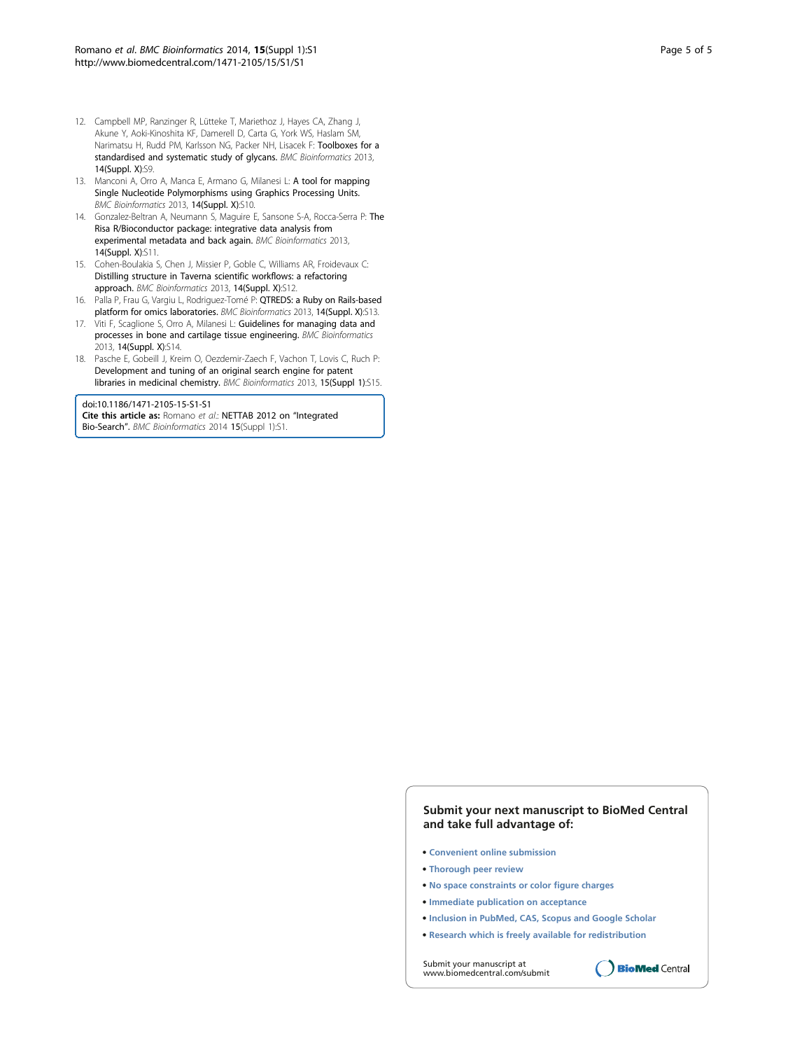12. Campbell MP, Ranzinger R, Lütteke T, Mariethoz J, Hayes CA, Zhang J, Akune Y, Aoki-Kinoshita KF, Damerell D, Carta G, York WS, Haslam SM, Narimatsu H, Rudd PM, Karlsson NG, Packer NH, Lisacek F: **Toolboxes for a standardised and systematic study of glycans.** *BMC Bioinformatics* 2013, **14(Suppl. X)**:S9.
13. Manconi A, Orro A, Manca E, Armano G, Milanesi L: **A tool for mapping Single Nucleotide Polymorphisms using Graphics Processing Units.** *BMC Bioinformatics* 2013, **14(Suppl. X)**:S10.
14. Gonzalez-Beltran A, Neumann S, Maguire E, Sansone S-A, Rocca-Serra P: **The Risa R/Bioconductor package: integrative data analysis from experimental metadata and back again.** *BMC Bioinformatics* 2013, **14(Suppl. X)**:S11.
15. Cohen-Boulakia S, Chen J, Missier P, Goble C, Williams AR, Froidevaux C: **Distilling structure in Taverna scientific workflows: a refactoring approach.** *BMC Bioinformatics* 2013, **14(Suppl. X)**:S12.
16. Palla P, Frau G, Vargiu L, Rodriguez-Tomé P: **QTREDS: a Ruby on Rails-based platform for omics laboratories.** *BMC Bioinformatics* 2013, **14(Suppl. X)**:S13.
17. Viti F, Scaglione S, Orro A, Milanesi L: **Guidelines for managing data and processes in bone and cartilage tissue engineering.** *BMC Bioinformatics* 2013, **14(Suppl. X)**:S14.
18. Pasche E, Gobeill J, Kreim O, Oezdemir-Zaech F, Vachon T, Lovis C, Ruch P: **Development and tuning of an original search engine for patent libraries in medicinal chemistry.** *BMC Bioinformatics* 2013, **15(Suppl 1)**:S15.

doi:10.1186/1471-2105-15-S1-S1
**Cite this article as:** Romano *et al.*: NETTAB 2012 on "Integrated Bio-Search". *BMC Bioinformatics* 2014 **15**(Suppl 1):S1.

**Submit your next manuscript to BioMed Central and take full advantage of:**

- **Convenient online submission**
- **Thorough peer review**
- **No space constraints or color figure charges**
- **Immediate publication on acceptance**
- **Inclusion in PubMed, CAS, Scopus and Google Scholar**
- **Research which is freely available for redistribution**

Submit your manuscript at
www.biomedcentral.com/submit

BioMed Central